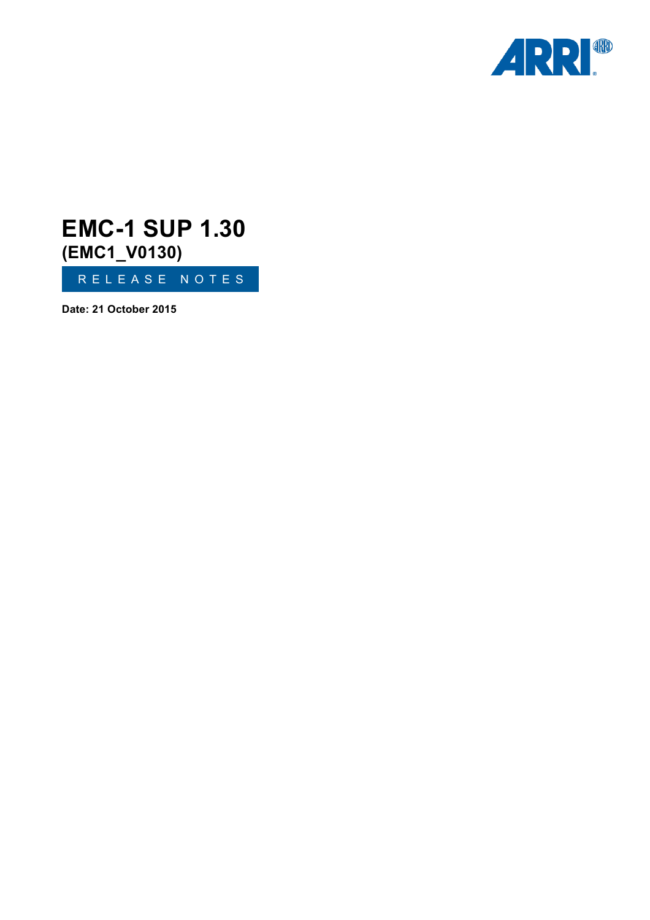# EMC-1 SUP 1.30

## (EMC1_V0130)

RELEASE NOTES

**Date: 21 October 2015**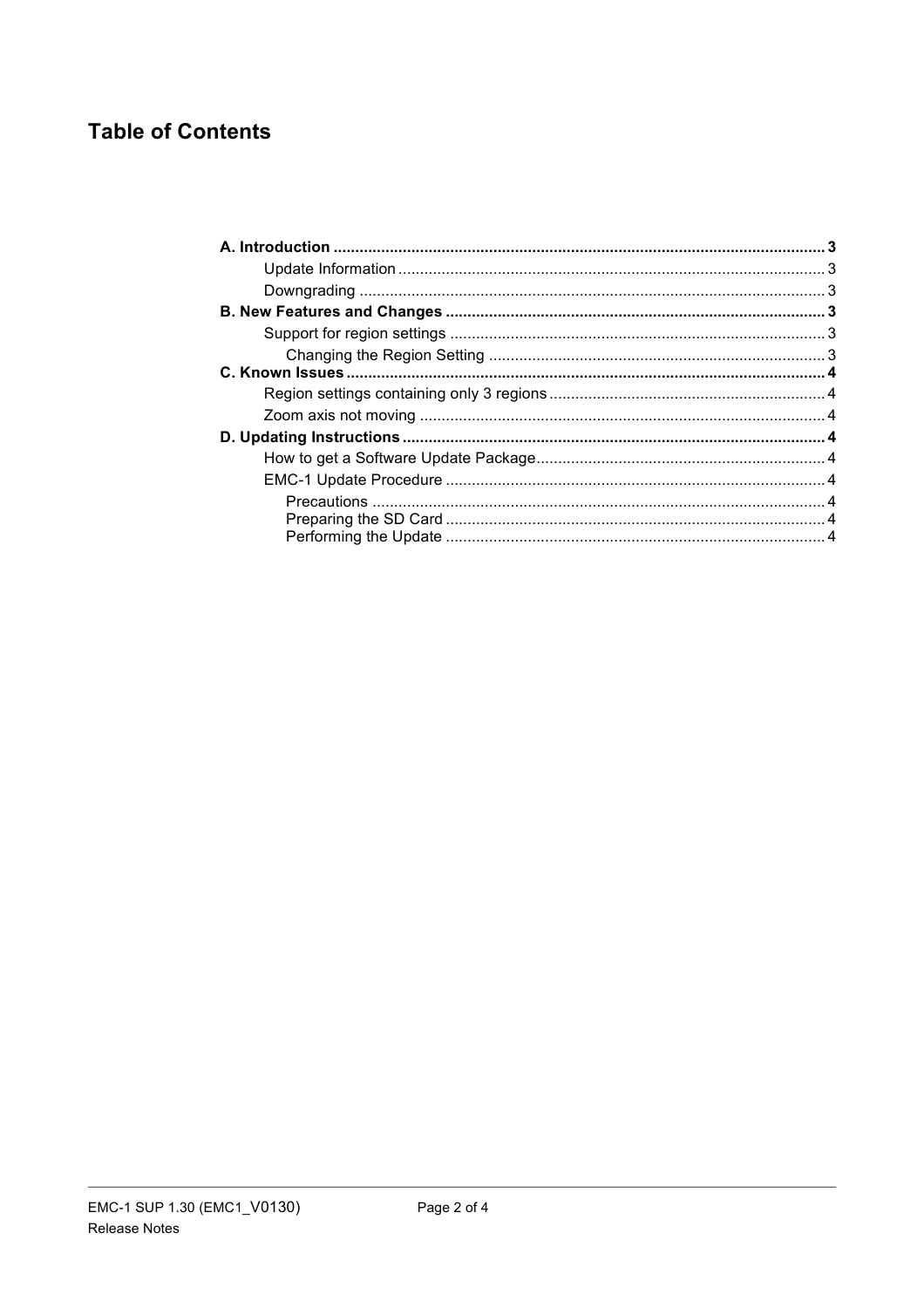# Table of Contents

- **A. Introduction** ..... **3**
  - Update Information ..... 3
  - Downgrading ..... 3
- **B. New Features and Changes** ..... **3**
  - Support for region settings ..... 3
    - Changing the Region Setting ..... 3
- **C. Known Issues** ..... **4**
  - Region settings containing only 3 regions ..... 4
  - Zoom axis not moving ..... 4
- **D. Updating Instructions** ..... **4**
  - How to get a Software Update Package ..... 4
  - EMC-1 Update Procedure ..... 4
    - Precautions ..... 4
    - Preparing the SD Card ..... 4
    - Performing the Update ..... 4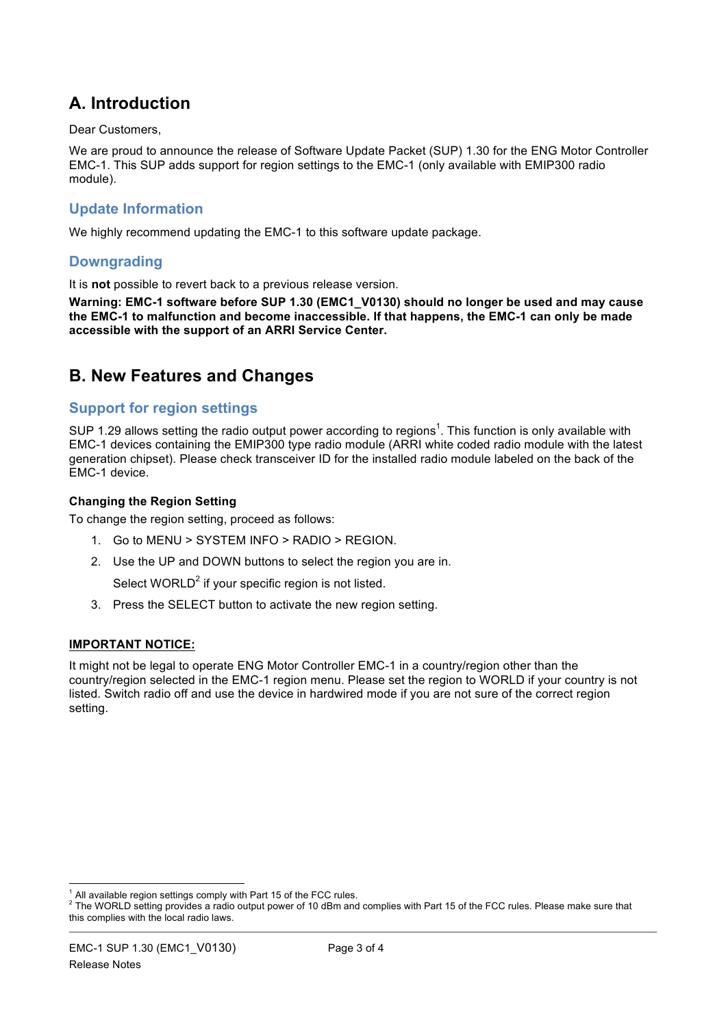# A. Introduction

Dear Customers,

We are proud to announce the release of Software Update Packet (SUP) 1.30 for the ENG Motor Controller EMC-1. This SUP adds support for region settings to the EMC-1 (only available with EMIP300 radio module).

## Update Information

We highly recommend updating the EMC-1 to this software update package.

## Downgrading

It is **not** possible to revert back to a previous release version.

**Warning: EMC-1 software before SUP 1.30 (EMC1_V0130) should no longer be used and may cause the EMC-1 to malfunction and become inaccessible. If that happens, the EMC-1 can only be made accessible with the support of an ARRI Service Center.**

# B. New Features and Changes

## Support for region settings

SUP 1.29 allows setting the radio output power according to regions[1]. This function is only available with EMC-1 devices containing the EMIP300 type radio module (ARRI white coded radio module with the latest generation chipset). Please check transceiver ID for the installed radio module labeled on the back of the EMC-1 device.

### Changing the Region Setting

To change the region setting, proceed as follows:

1. Go to MENU > SYSTEM INFO > RADIO > REGION.
2. Use the UP and DOWN buttons to select the region you are in.
   Select WORLD[2] if your specific region is not listed.
3. Press the SELECT button to activate the new region setting.

**IMPORTANT NOTICE:**

It might not be legal to operate ENG Motor Controller EMC-1 in a country/region other than the country/region selected in the EMC-1 region menu. Please set the region to WORLD if your country is not listed. Switch radio off and use the device in hardwired mode if you are not sure of the correct region setting.

---

[1] All available region settings comply with Part 15 of the FCC rules.

[2] The WORLD setting provides a radio output power of 10 dBm and complies with Part 15 of the FCC rules. Please make sure that this complies with the local radio laws.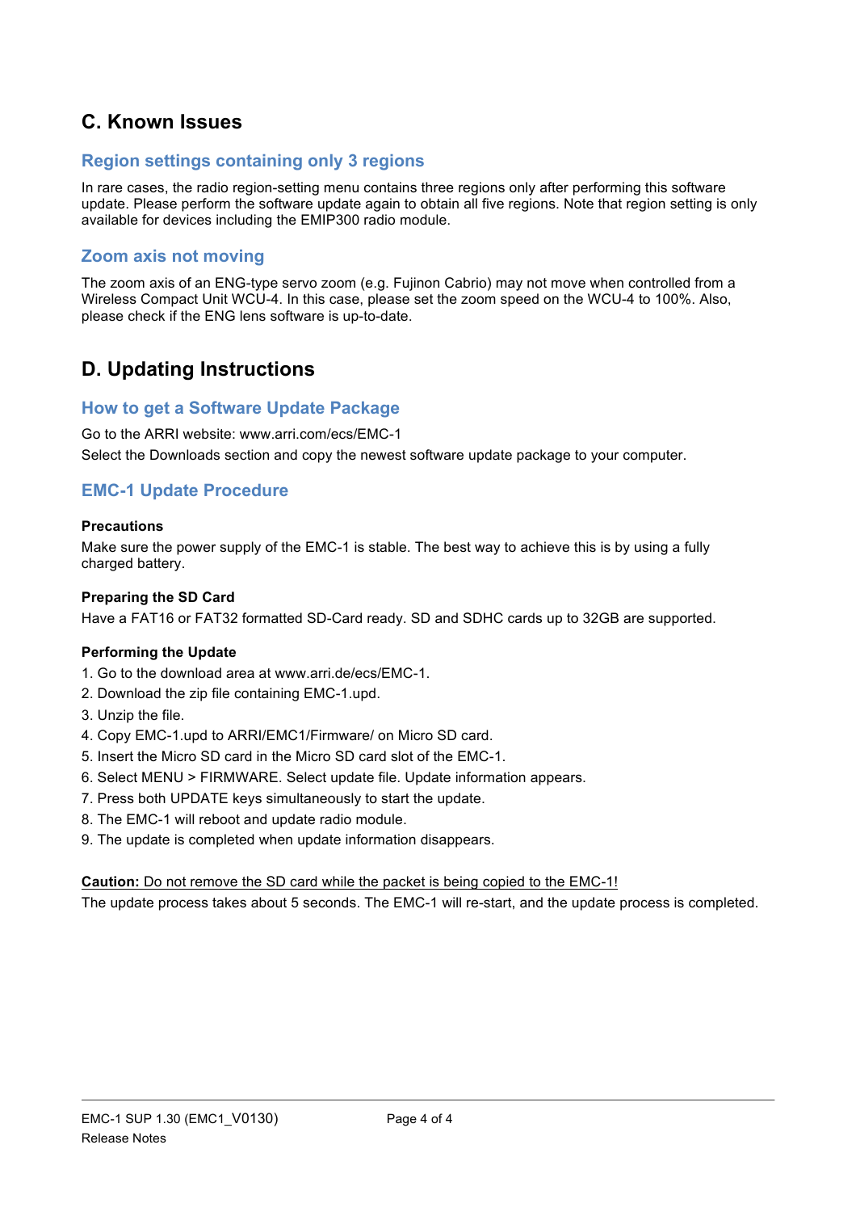## C. Known Issues

### Region settings containing only 3 regions

In rare cases, the radio region-setting menu contains three regions only after performing this software update. Please perform the software update again to obtain all five regions. Note that region setting is only available for devices including the EMIP300 radio module.

### Zoom axis not moving

The zoom axis of an ENG-type servo zoom (e.g. Fujinon Cabrio) may not move when controlled from a Wireless Compact Unit WCU-4. In this case, please set the zoom speed on the WCU-4 to 100%. Also, please check if the ENG lens software is up-to-date.

## D. Updating Instructions

### How to get a Software Update Package

Go to the ARRI website: www.arri.com/ecs/EMC-1

Select the Downloads section and copy the newest software update package to your computer.

### EMC-1 Update Procedure

**Precautions**

Make sure the power supply of the EMC-1 is stable. The best way to achieve this is by using a fully charged battery.

**Preparing the SD Card**

Have a FAT16 or FAT32 formatted SD-Card ready. SD and SDHC cards up to 32GB are supported.

**Performing the Update**

1. Go to the download area at www.arri.de/ecs/EMC-1.
2. Download the zip file containing EMC-1.upd.
3. Unzip the file.
4. Copy EMC-1.upd to ARRI/EMC1/Firmware/ on Micro SD card.
5. Insert the Micro SD card in the Micro SD card slot of the EMC-1.
6. Select MENU > FIRMWARE. Select update file. Update information appears.
7. Press both UPDATE keys simultaneously to start the update.
8. The EMC-1 will reboot and update radio module.
9. The update is completed when update information disappears.

**Caution:** Do not remove the SD card while the packet is being copied to the EMC-1!

The update process takes about 5 seconds. The EMC-1 will re-start, and the update process is completed.